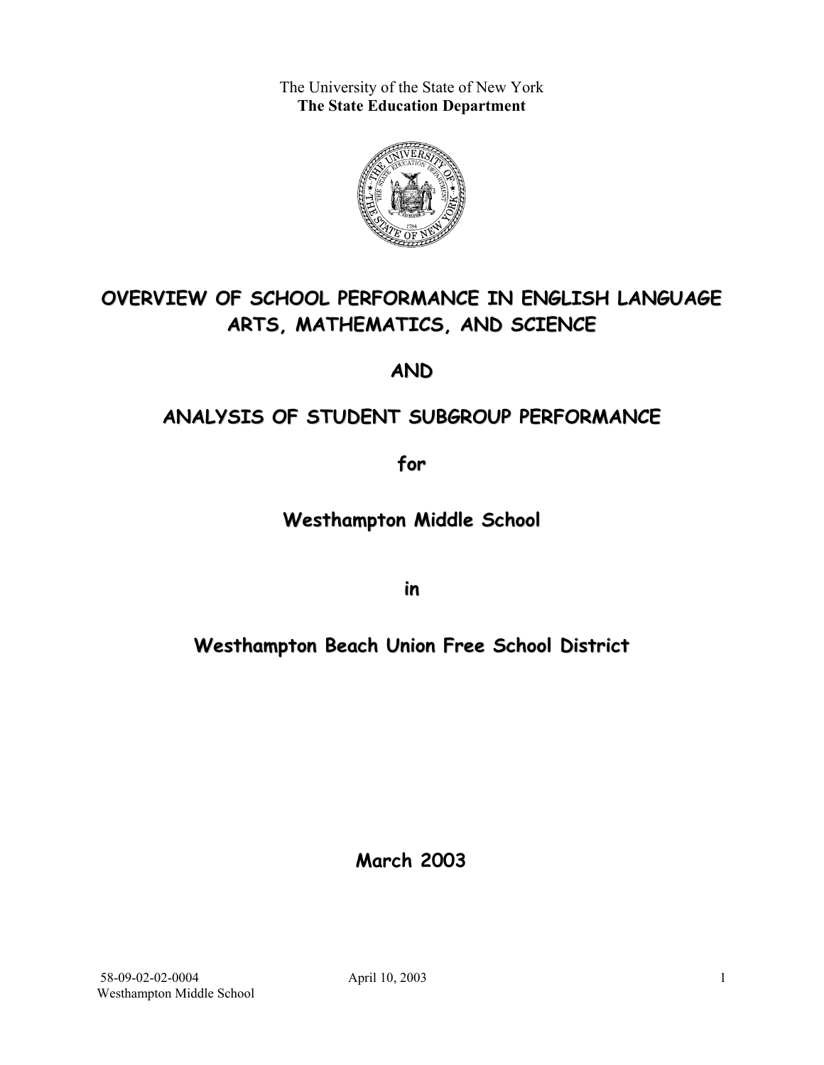The University of the State of New York
**The State Education Department**

# OVERVIEW OF SCHOOL PERFORMANCE IN ENGLISH LANGUAGE ARTS, MATHEMATICS, AND SCIENCE

# AND

# ANALYSIS OF STUDENT SUBGROUP PERFORMANCE

## for

## Westhampton Middle School

## in

## Westhampton Beach Union Free School District

**March 2003**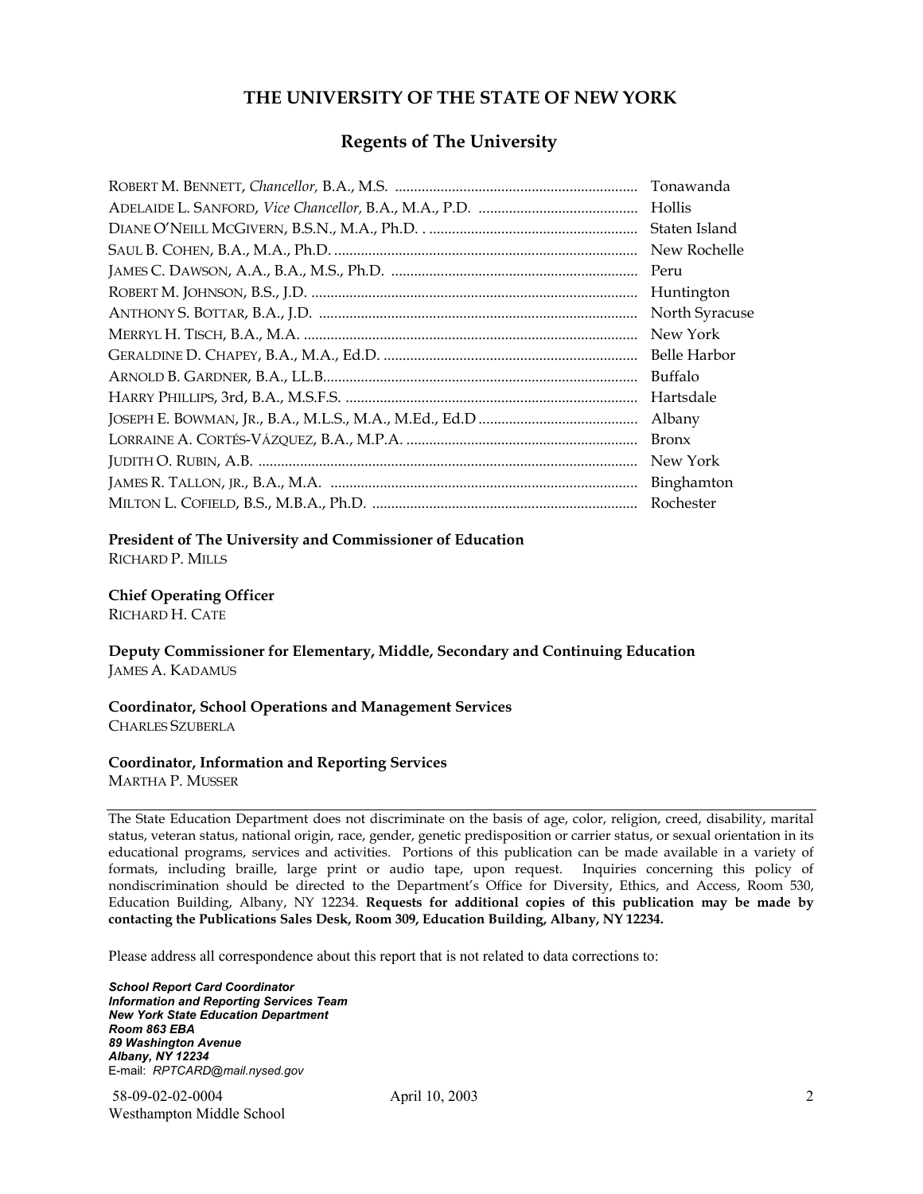# THE UNIVERSITY OF THE STATE OF NEW YORK

## Regents of The University

| | |
|---|---|
| ROBERT M. BENNETT, *Chancellor,* B.A., M.S. | Tonawanda |
| ADELAIDE L. SANFORD, *Vice Chancellor,* B.A., M.A., P.D. | Hollis |
| DIANE O'NEILL MCGIVERN, B.S.N., M.A., Ph.D. | Staten Island |
| SAUL B. COHEN, B.A., M.A., Ph.D. | New Rochelle |
| JAMES C. DAWSON, A.A., B.A., M.S., Ph.D. | Peru |
| ROBERT M. JOHNSON, B.S., J.D. | Huntington |
| ANTHONY S. BOTTAR, B.A., J.D. | North Syracuse |
| MERRYL H. TISCH, B.A., M.A. | New York |
| GERALDINE D. CHAPEY, B.A., M.A., Ed.D. | Belle Harbor |
| ARNOLD B. GARDNER, B.A., LL.B. | Buffalo |
| HARRY PHILLIPS, 3rd, B.A., M.S.F.S. | Hartsdale |
| JOSEPH E. BOWMAN, JR., B.A., M.L.S., M.A., M.Ed., Ed.D | Albany |
| LORRAINE A. CORTÉS-VÁZQUEZ, B.A., M.P.A. | Bronx |
| JUDITH O. RUBIN, A.B. | New York |
| JAMES R. TALLON, JR., B.A., M.A. | Binghamton |
| MILTON L. COFIELD, B.S., M.B.A., Ph.D. | Rochester |

**President of The University and Commissioner of Education**
RICHARD P. MILLS

**Chief Operating Officer**
RICHARD H. CATE

**Deputy Commissioner for Elementary, Middle, Secondary and Continuing Education**
JAMES A. KADAMUS

**Coordinator, School Operations and Management Services**
CHARLES SZUBERLA

**Coordinator, Information and Reporting Services**
MARTHA P. MUSSER

---

The State Education Department does not discriminate on the basis of age, color, religion, creed, disability, marital status, veteran status, national origin, race, gender, genetic predisposition or carrier status, or sexual orientation in its educational programs, services and activities. Portions of this publication can be made available in a variety of formats, including braille, large print or audio tape, upon request. Inquiries concerning this policy of nondiscrimination should be directed to the Department's Office for Diversity, Ethics, and Access, Room 530, Education Building, Albany, NY 12234. **Requests for additional copies of this publication may be made by contacting the Publications Sales Desk, Room 309, Education Building, Albany, NY 12234.**

Please address all correspondence about this report that is not related to data corrections to:

***School Report Card Coordinator***
***Information and Reporting Services Team***
***New York State Education Department***
***Room 863 EBA***
***89 Washington Avenue***
***Albany, NY 12234***
E-mail: *RPTCARD@mail.nysed.gov*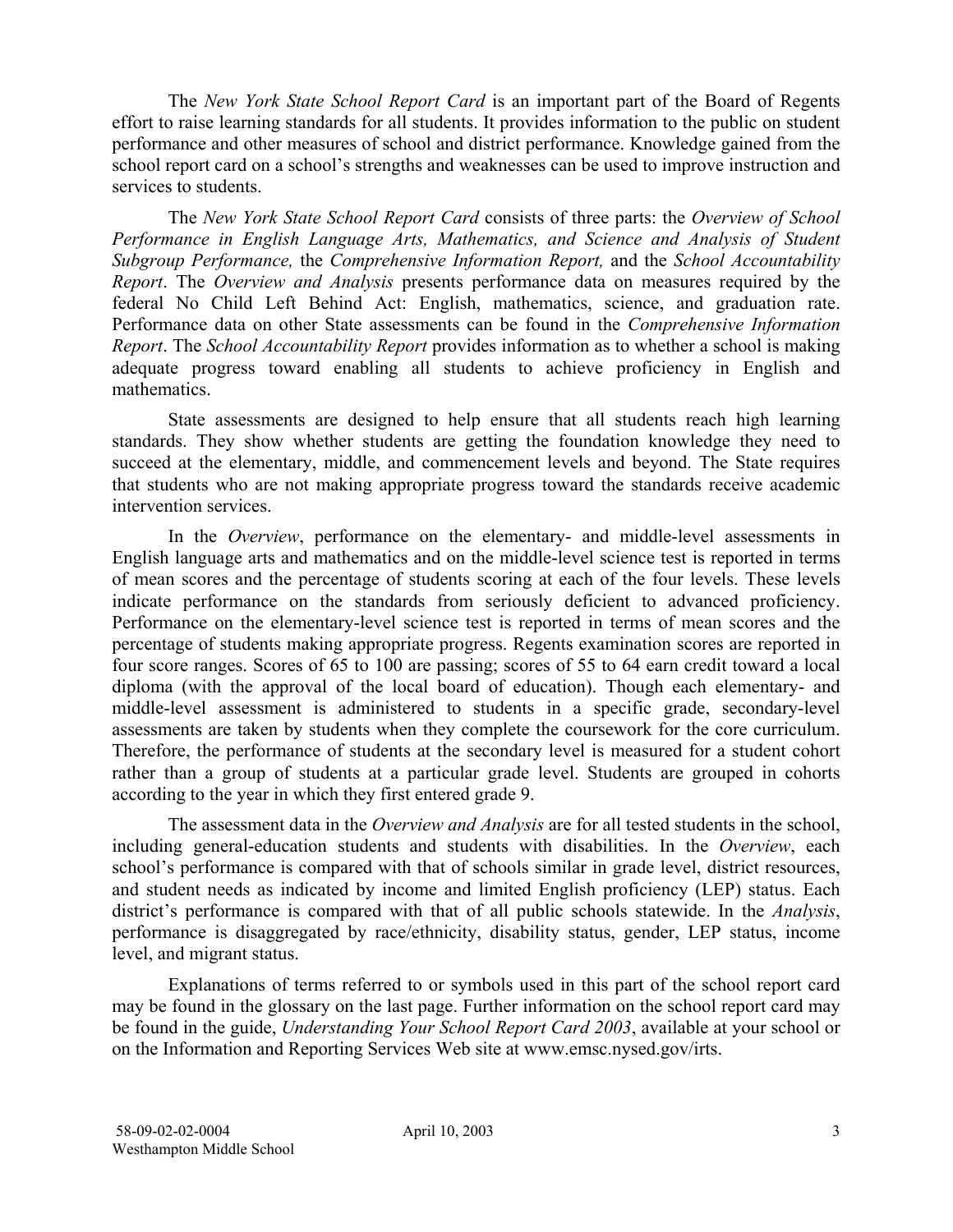The *New York State School Report Card* is an important part of the Board of Regents effort to raise learning standards for all students. It provides information to the public on student performance and other measures of school and district performance. Knowledge gained from the school report card on a school's strengths and weaknesses can be used to improve instruction and services to students.

The *New York State School Report Card* consists of three parts: the *Overview of School Performance in English Language Arts, Mathematics, and Science and Analysis of Student Subgroup Performance,* the *Comprehensive Information Report,* and the *School Accountability Report*. The *Overview and Analysis* presents performance data on measures required by the federal No Child Left Behind Act: English, mathematics, science, and graduation rate. Performance data on other State assessments can be found in the *Comprehensive Information Report*. The *School Accountability Report* provides information as to whether a school is making adequate progress toward enabling all students to achieve proficiency in English and mathematics.

State assessments are designed to help ensure that all students reach high learning standards. They show whether students are getting the foundation knowledge they need to succeed at the elementary, middle, and commencement levels and beyond. The State requires that students who are not making appropriate progress toward the standards receive academic intervention services.

In the *Overview*, performance on the elementary- and middle-level assessments in English language arts and mathematics and on the middle-level science test is reported in terms of mean scores and the percentage of students scoring at each of the four levels. These levels indicate performance on the standards from seriously deficient to advanced proficiency. Performance on the elementary-level science test is reported in terms of mean scores and the percentage of students making appropriate progress. Regents examination scores are reported in four score ranges. Scores of 65 to 100 are passing; scores of 55 to 64 earn credit toward a local diploma (with the approval of the local board of education). Though each elementary- and middle-level assessment is administered to students in a specific grade, secondary-level assessments are taken by students when they complete the coursework for the core curriculum. Therefore, the performance of students at the secondary level is measured for a student cohort rather than a group of students at a particular grade level. Students are grouped in cohorts according to the year in which they first entered grade 9.

The assessment data in the *Overview and Analysis* are for all tested students in the school, including general-education students and students with disabilities. In the *Overview*, each school's performance is compared with that of schools similar in grade level, district resources, and student needs as indicated by income and limited English proficiency (LEP) status. Each district's performance is compared with that of all public schools statewide. In the *Analysis*, performance is disaggregated by race/ethnicity, disability status, gender, LEP status, income level, and migrant status.

Explanations of terms referred to or symbols used in this part of the school report card may be found in the glossary on the last page. Further information on the school report card may be found in the guide, *Understanding Your School Report Card 2003*, available at your school or on the Information and Reporting Services Web site at www.emsc.nysed.gov/irts.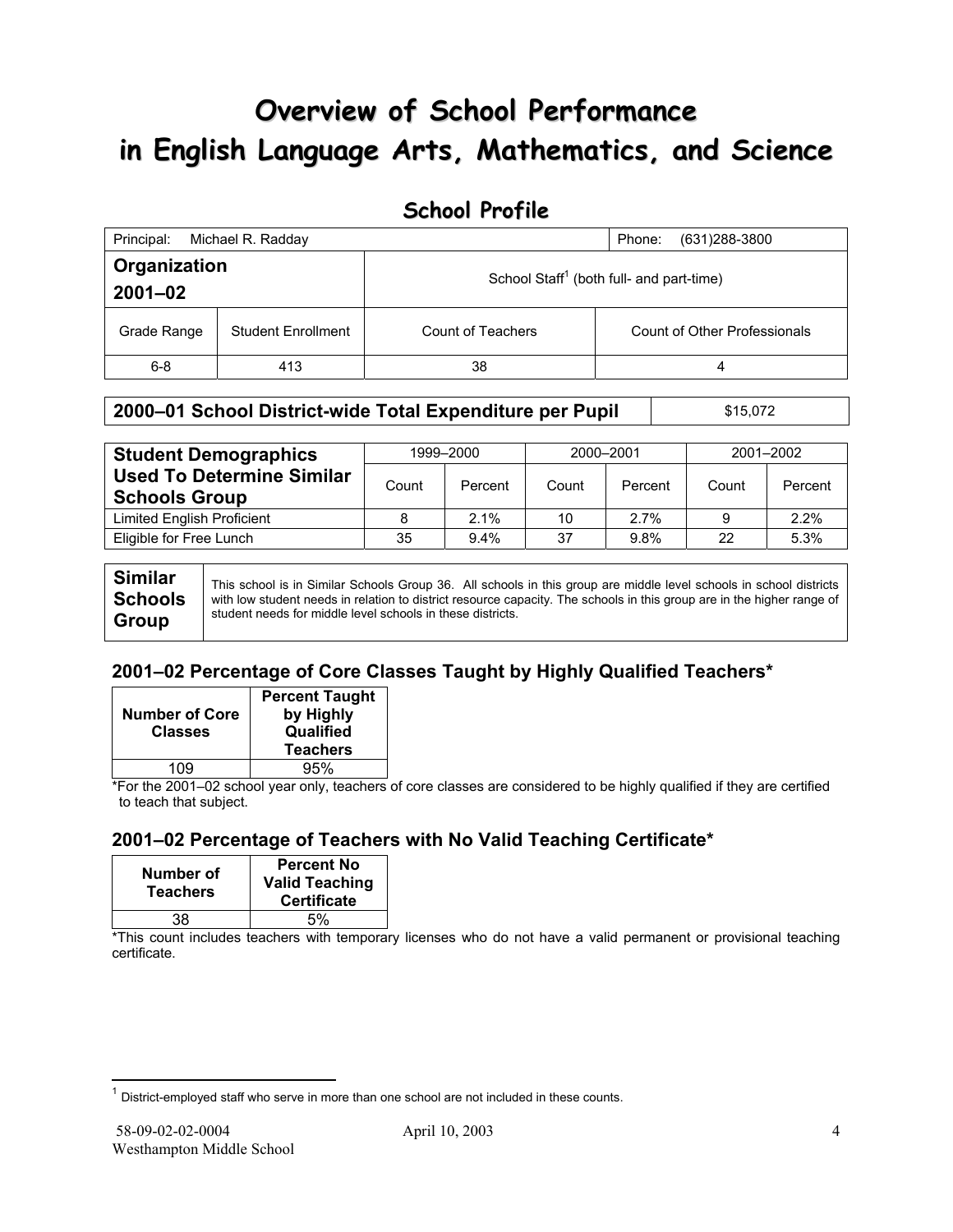# Overview of School Performance in English Language Arts, Mathematics, and Science

## School Profile

| Principal: Michael R. Radday | | | Phone: (631)288-3800 |
|---|---|---|---|
| **Organization 2001–02** | | School Staff[1] (both full- and part-time) | |
| Grade Range | Student Enrollment | Count of Teachers | Count of Other Professionals |
| 6-8 | 413 | 38 | 4 |

| **2000–01 School District-wide Total Expenditure per Pupil** | $15,072 |
|---|---|

| **Student Demographics Used To Determine Similar Schools Group** | 1999–2000 | | 2000–2001 | | 2001–2002 | |
|---|---|---|---|---|---|---|
| | Count | Percent | Count | Percent | Count | Percent |
| Limited English Proficient | 8 | 2.1% | 10 | 2.7% | 9 | 2.2% |
| Eligible for Free Lunch | 35 | 9.4% | 37 | 9.8% | 22 | 5.3% |

| **Similar Schools Group** | This school is in Similar Schools Group 36. All schools in this group are middle level schools in school districts with low student needs in relation to district resource capacity. The schools in this group are in the higher range of student needs for middle level schools in these districts. |
|---|---|

### 2001–02 Percentage of Core Classes Taught by Highly Qualified Teachers*

| Number of Core Classes | Percent Taught by Highly Qualified Teachers |
|---|---|
| 109 | 95% |

*For the 2001–02 school year only, teachers of core classes are considered to be highly qualified if they are certified to teach that subject.

### 2001–02 Percentage of Teachers with No Valid Teaching Certificate*

| Number of Teachers | Percent No Valid Teaching Certificate |
|---|---|
| 38 | 5% |

*This count includes teachers with temporary licenses who do not have a valid permanent or provisional teaching certificate.

[1] District-employed staff who serve in more than one school are not included in these counts.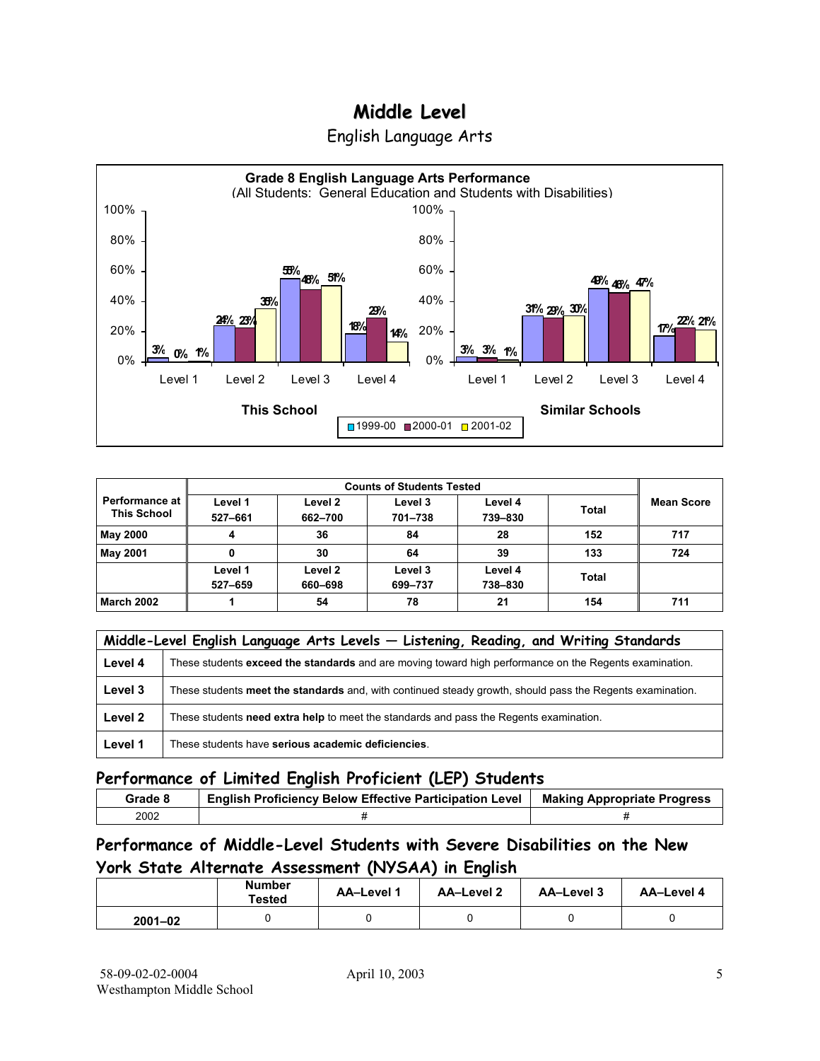# Middle Level

## English Language Arts

**Grade 8 English Language Arts Performance**
(All Students: General Education and Students with Disabilities)

| This School | 1999-00 | 2000-01 | 2001-02 |
|---|---|---|---|
| Level 1 | 3% | 0% | 1% |
| Level 2 | 24% | 23% | 35% |
| Level 3 | 55% | 48% | 51% |
| Level 4 | 18% | 29% | 14% |

| Similar Schools | 1999-00 | 2000-01 | 2001-02 |
|---|---|---|---|
| Level 1 | 3% | 3% | 1% |
| Level 2 | 31% | 29% | 30% |
| Level 3 | 49% | 46% | 47% |
| Level 4 | 17% | 22% | 21% |

| Performance at This School | Counts of Students Tested | | | | | Mean Score |
|---|---|---|---|---|---|---|
| | Level 1 527–661 | Level 2 662–700 | Level 3 701–738 | Level 4 739–830 | Total | |
| **May 2000** | 4 | 36 | 84 | 28 | 152 | 717 |
| **May 2001** | 0 | 30 | 64 | 39 | 133 | 724 |
| | Level 1 527–659 | Level 2 660–698 | Level 3 699–737 | Level 4 738–830 | Total | |
| **March 2002** | 1 | 54 | 78 | 21 | 154 | 711 |

| Middle-Level English Language Arts Levels — Listening, Reading, and Writing Standards | |
|---|---|
| **Level 4** | These students **exceed the standards** and are moving toward high performance on the Regents examination. |
| **Level 3** | These students **meet the standards** and, with continued steady growth, should pass the Regents examination. |
| **Level 2** | These students **need extra help** to meet the standards and pass the Regents examination. |
| **Level 1** | These students have **serious academic deficiencies**. |

## Performance of Limited English Proficient (LEP) Students

| Grade 8 | English Proficiency Below Effective Participation Level | Making Appropriate Progress |
|---|---|---|
| 2002 | # | # |

## Performance of Middle-Level Students with Severe Disabilities on the New York State Alternate Assessment (NYSAA) in English

| | Number Tested | AA–Level 1 | AA–Level 2 | AA–Level 3 | AA–Level 4 |
|---|---|---|---|---|---|
| **2001–02** | 0 | 0 | 0 | 0 | 0 |

58-09-02-02-0004
Westhampton Middle School

April 10, 2003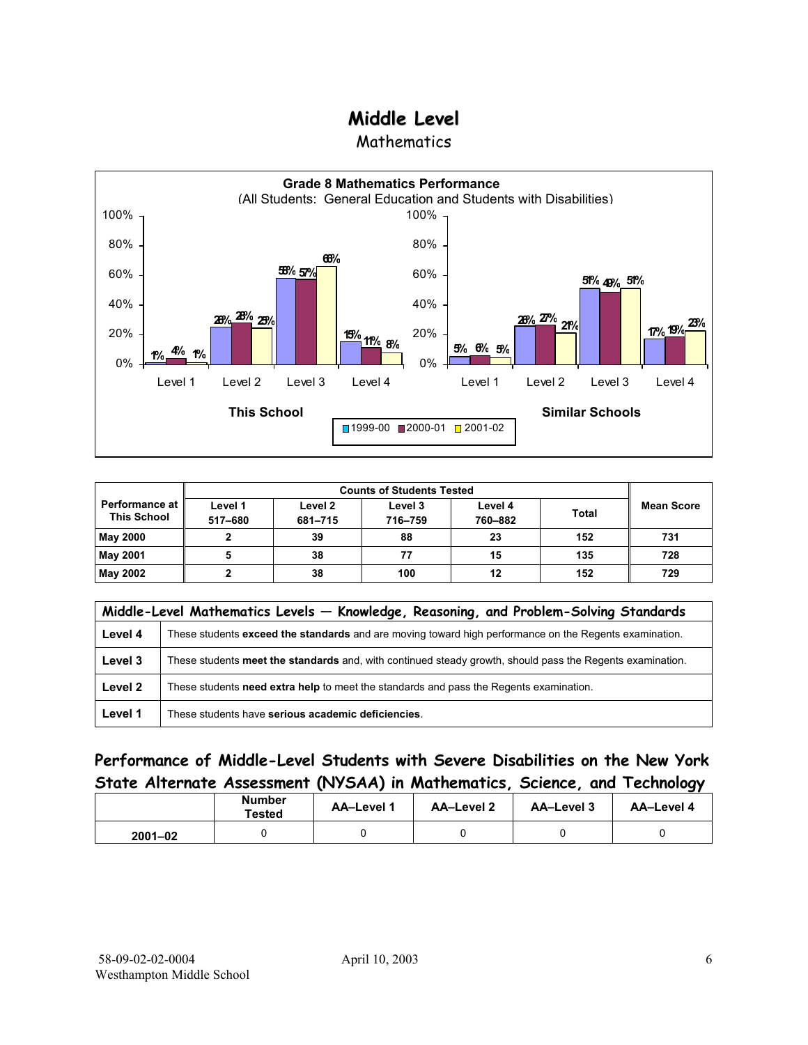# Middle Level

## Mathematics

**Grade 8 Mathematics Performance**
(All Students: General Education and Students with Disabilities)

| | This School 1999-00 | This School 2000-01 | This School 2001-02 | Similar Schools 1999-00 | Similar Schools 2000-01 | Similar Schools 2001-02 |
|---|---|---|---|---|---|---|
| Level 1 | 1% | 4% | 1% | 5% | 6% | 5% |
| Level 2 | 26% | 28% | 25% | 26% | 27% | 21% |
| Level 3 | 58% | 57% | 66% | 51% | 49% | 51% |
| Level 4 | 15% | 11% | 8% | 17% | 19% | 23% |

| Performance at This School | Counts of Students Tested | | | | | Mean Score |
|---|---|---|---|---|---|---|
| | Level 1 517–680 | Level 2 681–715 | Level 3 716–759 | Level 4 760–882 | Total | |
| **May 2000** | 2 | 39 | 88 | 23 | 152 | 731 |
| **May 2001** | 5 | 38 | 77 | 15 | 135 | 728 |
| **May 2002** | 2 | 38 | 100 | 12 | 152 | 729 |

| Middle-Level Mathematics Levels — Knowledge, Reasoning, and Problem-Solving Standards | |
|---|---|
| **Level 4** | These students **exceed the standards** and are moving toward high performance on the Regents examination. |
| **Level 3** | These students **meet the standards** and, with continued steady growth, should pass the Regents examination. |
| **Level 2** | These students **need extra help** to meet the standards and pass the Regents examination. |
| **Level 1** | These students have **serious academic deficiencies**. |

## Performance of Middle-Level Students with Severe Disabilities on the New York State Alternate Assessment (NYSAA) in Mathematics, Science, and Technology

| | Number Tested | AA–Level 1 | AA–Level 2 | AA–Level 3 | AA–Level 4 |
|---|---|---|---|---|---|
| **2001–02** | 0 | 0 | 0 | 0 | 0 |

58-09-02-02-0004 April 10, 2003
Westhampton Middle School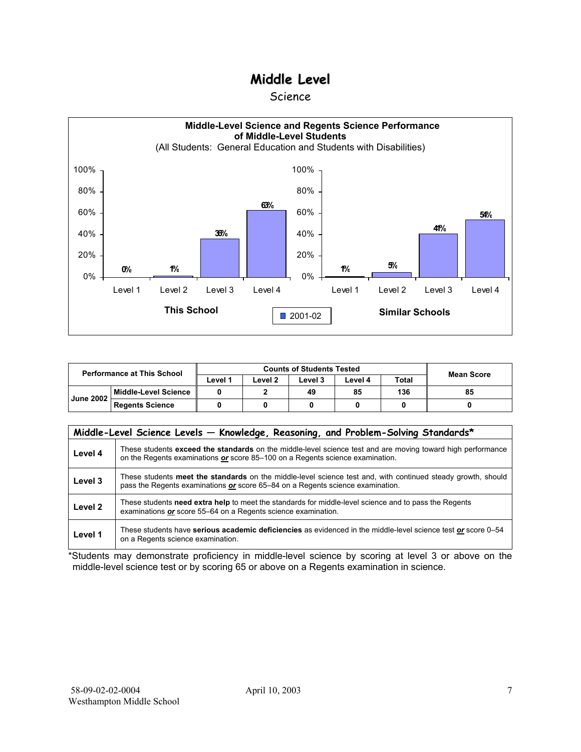# Middle Level

## Science

**Middle-Level Science and Regents Science Performance of Middle-Level Students**
(All Students: General Education and Students with Disabilities)

| | Level 1 | Level 2 | Level 3 | Level 4 |
|---|---|---|---|---|
| This School (2001-02) | 0% | 1% | 36% | 63% |
| Similar Schools (2001-02) | 1% | 5% | 41% | 54% |

| Performance at This School | | Counts of Students Tested | | | | | Mean Score |
|---|---|---|---|---|---|---|---|
| | | Level 1 | Level 2 | Level 3 | Level 4 | Total | |
| June 2002 | Middle-Level Science | 0 | 2 | 49 | 85 | 136 | 85 |
| | Regents Science | 0 | 0 | 0 | 0 | 0 | 0 |

| Middle-Level Science Levels — Knowledge, Reasoning, and Problem-Solving Standards* | |
|---|---|
| **Level 4** | These students **exceed the standards** on the middle-level science test and are moving toward high performance on the Regents examinations ***or*** score 85–100 on a Regents science examination. |
| **Level 3** | These students **meet the standards** on the middle-level science test and, with continued steady growth, should pass the Regents examinations ***or*** score 65–84 on a Regents science examination. |
| **Level 2** | These students **need extra help** to meet the standards for middle-level science and to pass the Regents examinations ***or*** score 55–64 on a Regents science examination. |
| **Level 1** | These students have **serious academic deficiencies** as evidenced in the middle-level science test ***or*** score 0–54 on a Regents science examination. |

*Students may demonstrate proficiency in middle-level science by scoring at level 3 or above on the middle-level science test or by scoring 65 or above on a Regents examination in science.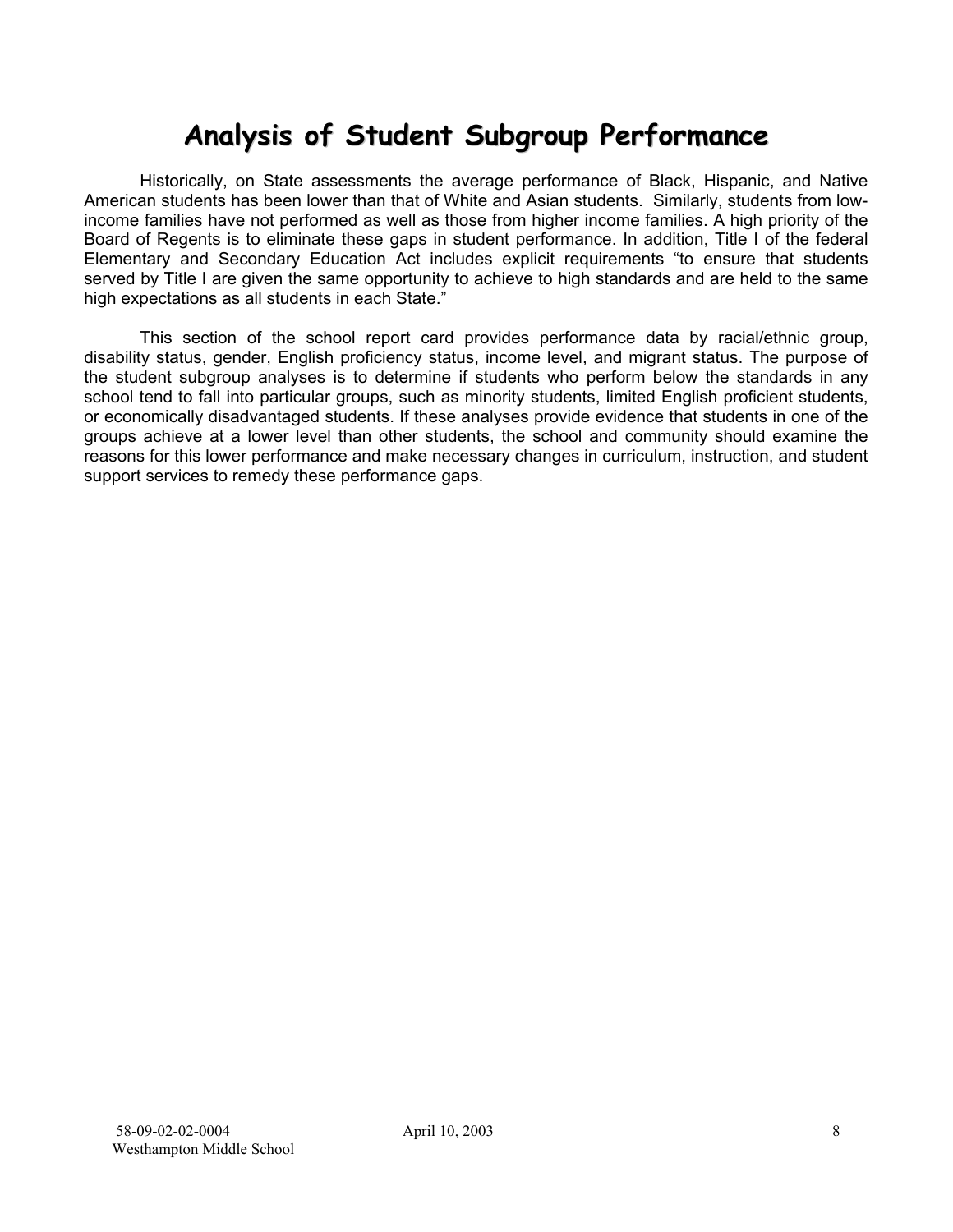# Analysis of Student Subgroup Performance

Historically, on State assessments the average performance of Black, Hispanic, and Native American students has been lower than that of White and Asian students. Similarly, students from low-income families have not performed as well as those from higher income families. A high priority of the Board of Regents is to eliminate these gaps in student performance. In addition, Title I of the federal Elementary and Secondary Education Act includes explicit requirements "to ensure that students served by Title I are given the same opportunity to achieve to high standards and are held to the same high expectations as all students in each State."

This section of the school report card provides performance data by racial/ethnic group, disability status, gender, English proficiency status, income level, and migrant status. The purpose of the student subgroup analyses is to determine if students who perform below the standards in any school tend to fall into particular groups, such as minority students, limited English proficient students, or economically disadvantaged students. If these analyses provide evidence that students in one of the groups achieve at a lower level than other students, the school and community should examine the reasons for this lower performance and make necessary changes in curriculum, instruction, and student support services to remedy these performance gaps.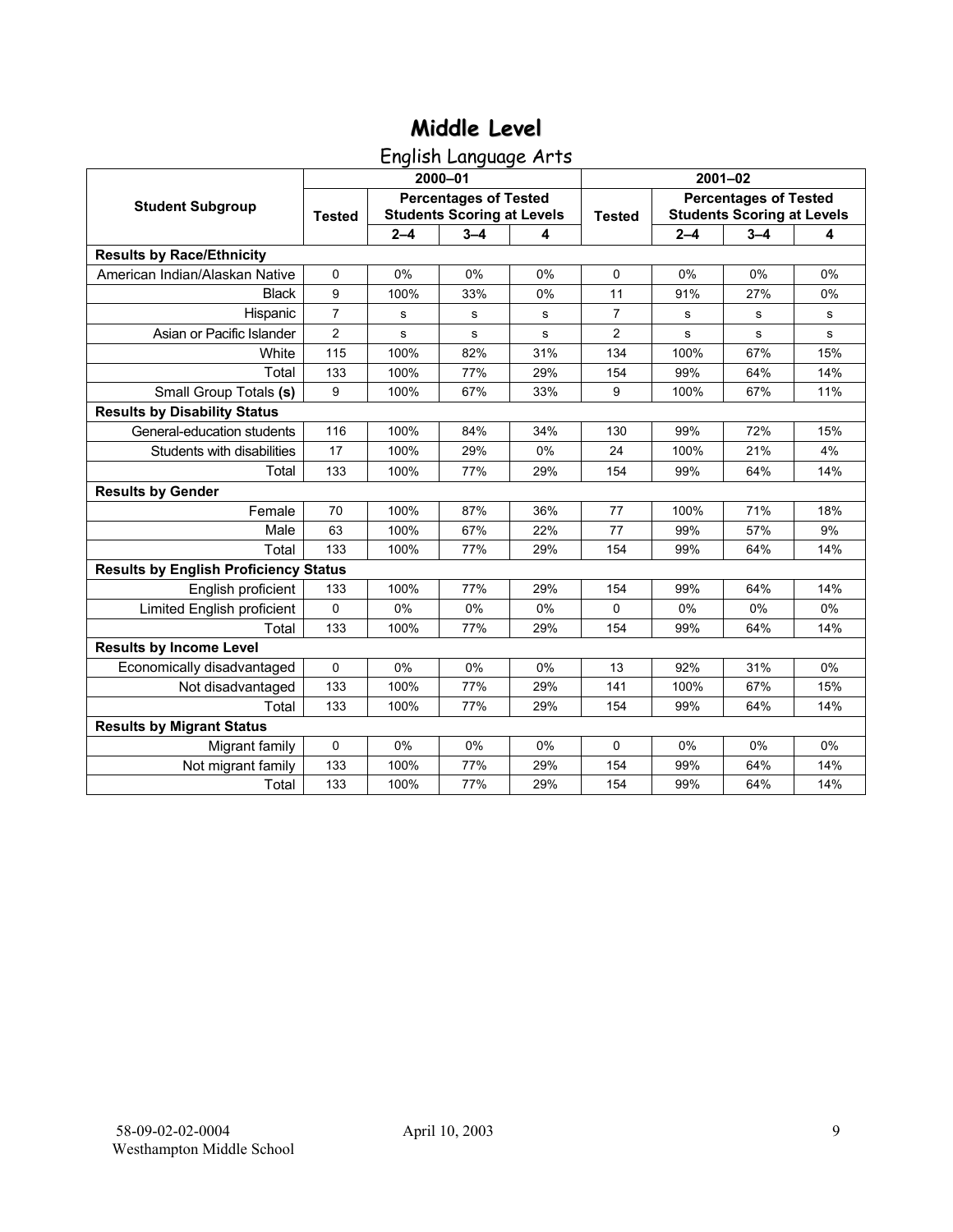# Middle Level

## English Language Arts

| Student Subgroup | 2000–01 | | | | 2001–02 | | | |
|---|---|---|---|---|---|---|---|---|
| | Tested | Percentages of Tested Students Scoring at Levels | | | Tested | Percentages of Tested Students Scoring at Levels | | |
| | | 2–4 | 3–4 | 4 | | 2–4 | 3–4 | 4 |
| **Results by Race/Ethnicity** | | | | | | | | |
| American Indian/Alaskan Native | 0 | 0% | 0% | 0% | 0 | 0% | 0% | 0% |
| Black | 9 | 100% | 33% | 0% | 11 | 91% | 27% | 0% |
| Hispanic | 7 | s | s | s | 7 | s | s | s |
| Asian or Pacific Islander | 2 | s | s | s | 2 | s | s | s |
| White | 115 | 100% | 82% | 31% | 134 | 100% | 67% | 15% |
| Total | 133 | 100% | 77% | 29% | 154 | 99% | 64% | 14% |
| Small Group Totals **(s)** | 9 | 100% | 67% | 33% | 9 | 100% | 67% | 11% |
| **Results by Disability Status** | | | | | | | | |
| General-education students | 116 | 100% | 84% | 34% | 130 | 99% | 72% | 15% |
| Students with disabilities | 17 | 100% | 29% | 0% | 24 | 100% | 21% | 4% |
| Total | 133 | 100% | 77% | 29% | 154 | 99% | 64% | 14% |
| **Results by Gender** | | | | | | | | |
| Female | 70 | 100% | 87% | 36% | 77 | 100% | 71% | 18% |
| Male | 63 | 100% | 67% | 22% | 77 | 99% | 57% | 9% |
| Total | 133 | 100% | 77% | 29% | 154 | 99% | 64% | 14% |
| **Results by English Proficiency Status** | | | | | | | | |
| English proficient | 133 | 100% | 77% | 29% | 154 | 99% | 64% | 14% |
| Limited English proficient | 0 | 0% | 0% | 0% | 0 | 0% | 0% | 0% |
| Total | 133 | 100% | 77% | 29% | 154 | 99% | 64% | 14% |
| **Results by Income Level** | | | | | | | | |
| Economically disadvantaged | 0 | 0% | 0% | 0% | 13 | 92% | 31% | 0% |
| Not disadvantaged | 133 | 100% | 77% | 29% | 141 | 100% | 67% | 15% |
| Total | 133 | 100% | 77% | 29% | 154 | 99% | 64% | 14% |
| **Results by Migrant Status** | | | | | | | | |
| Migrant family | 0 | 0% | 0% | 0% | 0 | 0% | 0% | 0% |
| Not migrant family | 133 | 100% | 77% | 29% | 154 | 99% | 64% | 14% |
| Total | 133 | 100% | 77% | 29% | 154 | 99% | 64% | 14% |

58-09-02-02-0004
Westhampton Middle School

April 10, 2003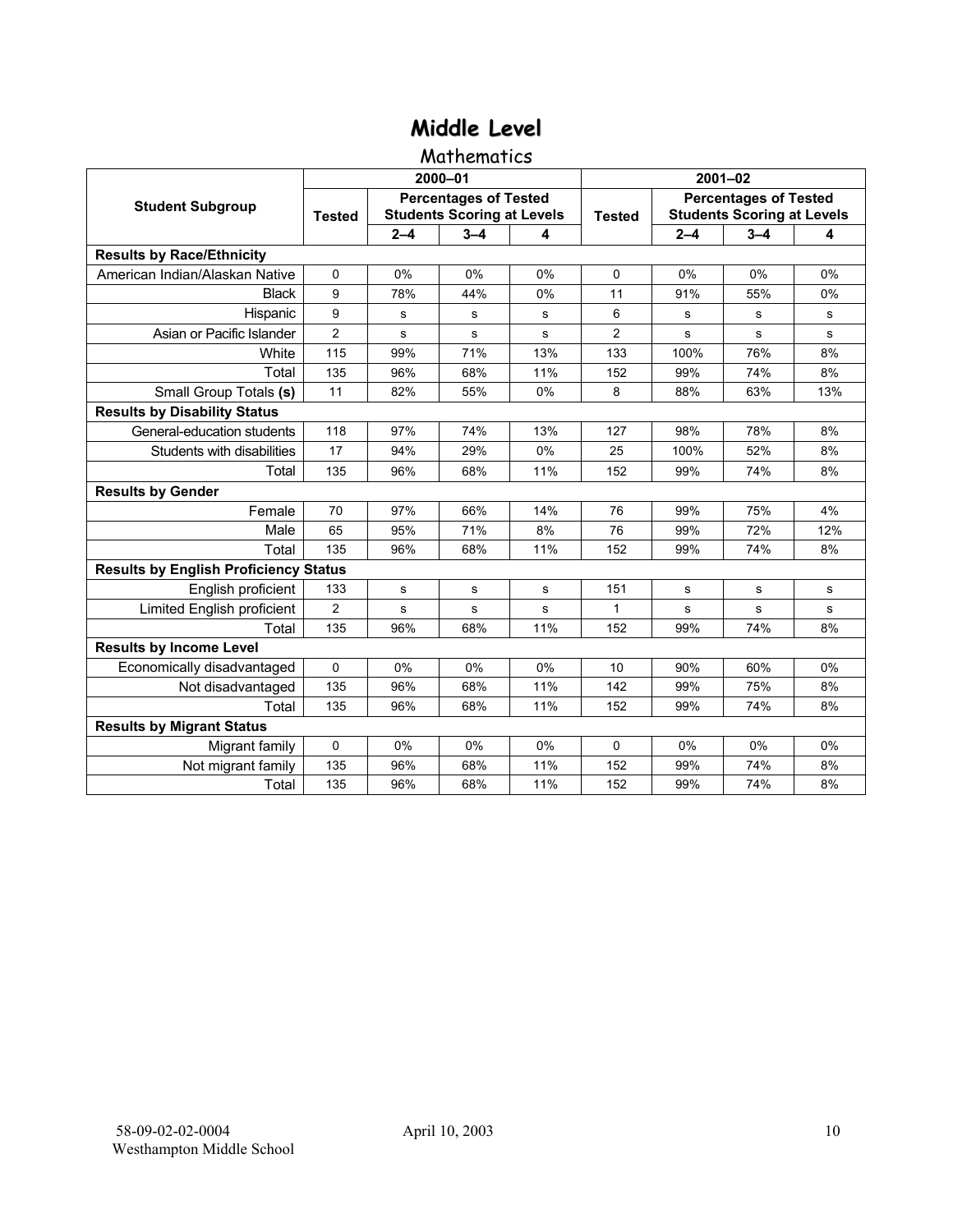# Middle Level

## Mathematics

| Student Subgroup | 2000–01 | | | | 2001–02 | | | |
|---|---|---|---|---|---|---|---|---|
| | Tested | Percentages of Tested Students Scoring at Levels | | | Tested | Percentages of Tested Students Scoring at Levels | | |
| | | 2–4 | 3–4 | 4 | | 2–4 | 3–4 | 4 |
| **Results by Race/Ethnicity** | | | | | | | | |
| American Indian/Alaskan Native | 0 | 0% | 0% | 0% | 0 | 0% | 0% | 0% |
| Black | 9 | 78% | 44% | 0% | 11 | 91% | 55% | 0% |
| Hispanic | 9 | s | s | s | 6 | s | s | s |
| Asian or Pacific Islander | 2 | s | s | s | 2 | s | s | s |
| White | 115 | 99% | 71% | 13% | 133 | 100% | 76% | 8% |
| Total | 135 | 96% | 68% | 11% | 152 | 99% | 74% | 8% |
| Small Group Totals **(s)** | 11 | 82% | 55% | 0% | 8 | 88% | 63% | 13% |
| **Results by Disability Status** | | | | | | | | |
| General-education students | 118 | 97% | 74% | 13% | 127 | 98% | 78% | 8% |
| Students with disabilities | 17 | 94% | 29% | 0% | 25 | 100% | 52% | 8% |
| Total | 135 | 96% | 68% | 11% | 152 | 99% | 74% | 8% |
| **Results by Gender** | | | | | | | | |
| Female | 70 | 97% | 66% | 14% | 76 | 99% | 75% | 4% |
| Male | 65 | 95% | 71% | 8% | 76 | 99% | 72% | 12% |
| Total | 135 | 96% | 68% | 11% | 152 | 99% | 74% | 8% |
| **Results by English Proficiency Status** | | | | | | | | |
| English proficient | 133 | s | s | s | 151 | s | s | s |
| Limited English proficient | 2 | s | s | s | 1 | s | s | s |
| Total | 135 | 96% | 68% | 11% | 152 | 99% | 74% | 8% |
| **Results by Income Level** | | | | | | | | |
| Economically disadvantaged | 0 | 0% | 0% | 0% | 10 | 90% | 60% | 0% |
| Not disadvantaged | 135 | 96% | 68% | 11% | 142 | 99% | 75% | 8% |
| Total | 135 | 96% | 68% | 11% | 152 | 99% | 74% | 8% |
| **Results by Migrant Status** | | | | | | | | |
| Migrant family | 0 | 0% | 0% | 0% | 0 | 0% | 0% | 0% |
| Not migrant family | 135 | 96% | 68% | 11% | 152 | 99% | 74% | 8% |
| Total | 135 | 96% | 68% | 11% | 152 | 99% | 74% | 8% |

58-09-02-02-0004
Westhampton Middle School

April 10, 2003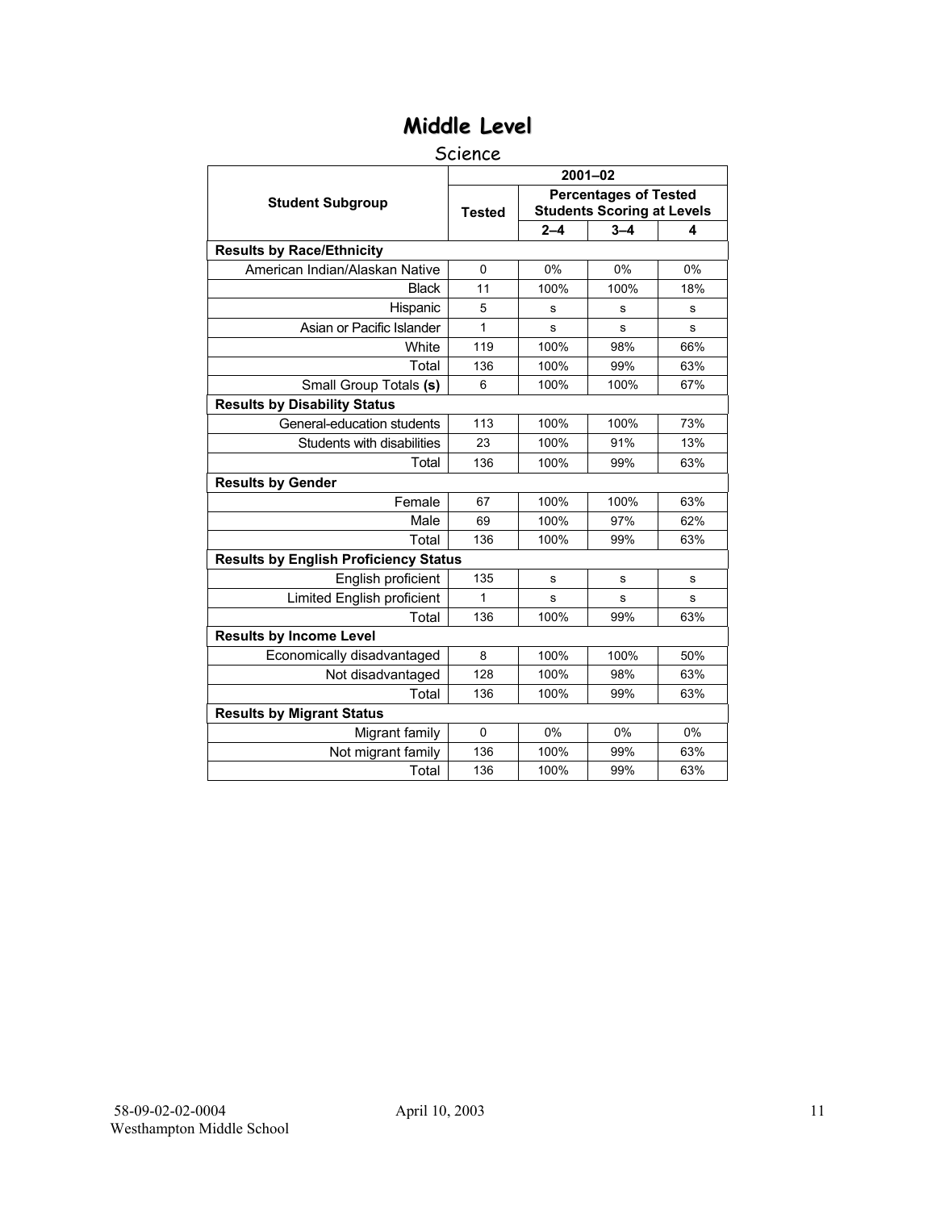# Middle Level

## Science

| Student Subgroup | Tested | Percentages of Tested Students Scoring at Levels | | |
|---|---|---|---|---|
| | | **2–4** | **3–4** | **4** |
| **Results by Race/Ethnicity** | | | | |
| American Indian/Alaskan Native | 0 | 0% | 0% | 0% |
| Black | 11 | 100% | 100% | 18% |
| Hispanic | 5 | s | s | s |
| Asian or Pacific Islander | 1 | s | s | s |
| White | 119 | 100% | 98% | 66% |
| Total | 136 | 100% | 99% | 63% |
| Small Group Totals **(s)** | 6 | 100% | 100% | 67% |
| **Results by Disability Status** | | | | |
| General-education students | 113 | 100% | 100% | 73% |
| Students with disabilities | 23 | 100% | 91% | 13% |
| Total | 136 | 100% | 99% | 63% |
| **Results by Gender** | | | | |
| Female | 67 | 100% | 100% | 63% |
| Male | 69 | 100% | 97% | 62% |
| Total | 136 | 100% | 99% | 63% |
| **Results by English Proficiency Status** | | | | |
| English proficient | 135 | s | s | s |
| Limited English proficient | 1 | s | s | s |
| Total | 136 | 100% | 99% | 63% |
| **Results by Income Level** | | | | |
| Economically disadvantaged | 8 | 100% | 100% | 50% |
| Not disadvantaged | 128 | 100% | 98% | 63% |
| Total | 136 | 100% | 99% | 63% |
| **Results by Migrant Status** | | | | |
| Migrant family | 0 | 0% | 0% | 0% |
| Not migrant family | 136 | 100% | 99% | 63% |
| Total | 136 | 100% | 99% | 63% |

(All results are for 2001–02.)

58-09-02-02-0004 April 10, 2003
Westhampton Middle School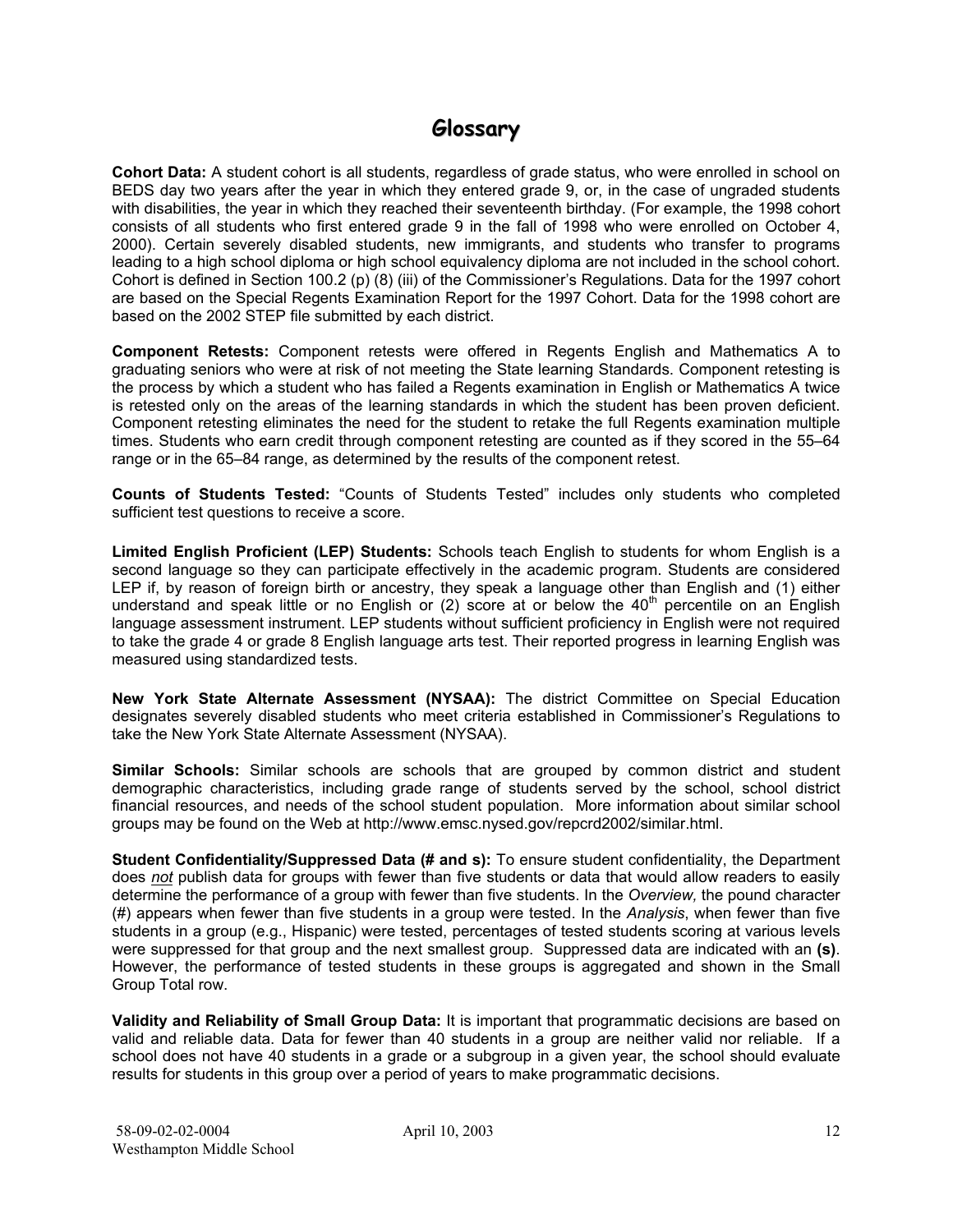# Glossary

**Cohort Data:** A student cohort is all students, regardless of grade status, who were enrolled in school on BEDS day two years after the year in which they entered grade 9, or, in the case of ungraded students with disabilities, the year in which they reached their seventeenth birthday. (For example, the 1998 cohort consists of all students who first entered grade 9 in the fall of 1998 who were enrolled on October 4, 2000). Certain severely disabled students, new immigrants, and students who transfer to programs leading to a high school diploma or high school equivalency diploma are not included in the school cohort. Cohort is defined in Section 100.2 (p) (8) (iii) of the Commissioner's Regulations. Data for the 1997 cohort are based on the Special Regents Examination Report for the 1997 Cohort. Data for the 1998 cohort are based on the 2002 STEP file submitted by each district.

**Component Retests:** Component retests were offered in Regents English and Mathematics A to graduating seniors who were at risk of not meeting the State learning Standards. Component retesting is the process by which a student who has failed a Regents examination in English or Mathematics A twice is retested only on the areas of the learning standards in which the student has been proven deficient. Component retesting eliminates the need for the student to retake the full Regents examination multiple times. Students who earn credit through component retesting are counted as if they scored in the 55–64 range or in the 65–84 range, as determined by the results of the component retest.

**Counts of Students Tested:** "Counts of Students Tested" includes only students who completed sufficient test questions to receive a score.

**Limited English Proficient (LEP) Students:** Schools teach English to students for whom English is a second language so they can participate effectively in the academic program. Students are considered LEP if, by reason of foreign birth or ancestry, they speak a language other than English and (1) either understand and speak little or no English or (2) score at or below the 40th percentile on an English language assessment instrument. LEP students without sufficient proficiency in English were not required to take the grade 4 or grade 8 English language arts test. Their reported progress in learning English was measured using standardized tests.

**New York State Alternate Assessment (NYSAA):** The district Committee on Special Education designates severely disabled students who meet criteria established in Commissioner's Regulations to take the New York State Alternate Assessment (NYSAA).

**Similar Schools:** Similar schools are schools that are grouped by common district and student demographic characteristics, including grade range of students served by the school, school district financial resources, and needs of the school student population. More information about similar school groups may be found on the Web at http://www.emsc.nysed.gov/repcrd2002/similar.html.

**Student Confidentiality/Suppressed Data (# and s):** To ensure student confidentiality, the Department does *not* publish data for groups with fewer than five students or data that would allow readers to easily determine the performance of a group with fewer than five students. In the *Overview,* the pound character (#) appears when fewer than five students in a group were tested. In the *Analysis*, when fewer than five students in a group (e.g., Hispanic) were tested, percentages of tested students scoring at various levels were suppressed for that group and the next smallest group. Suppressed data are indicated with an **(s)**. However, the performance of tested students in these groups is aggregated and shown in the Small Group Total row.

**Validity and Reliability of Small Group Data:** It is important that programmatic decisions are based on valid and reliable data. Data for fewer than 40 students in a group are neither valid nor reliable. If a school does not have 40 students in a grade or a subgroup in a given year, the school should evaluate results for students in this group over a period of years to make programmatic decisions.